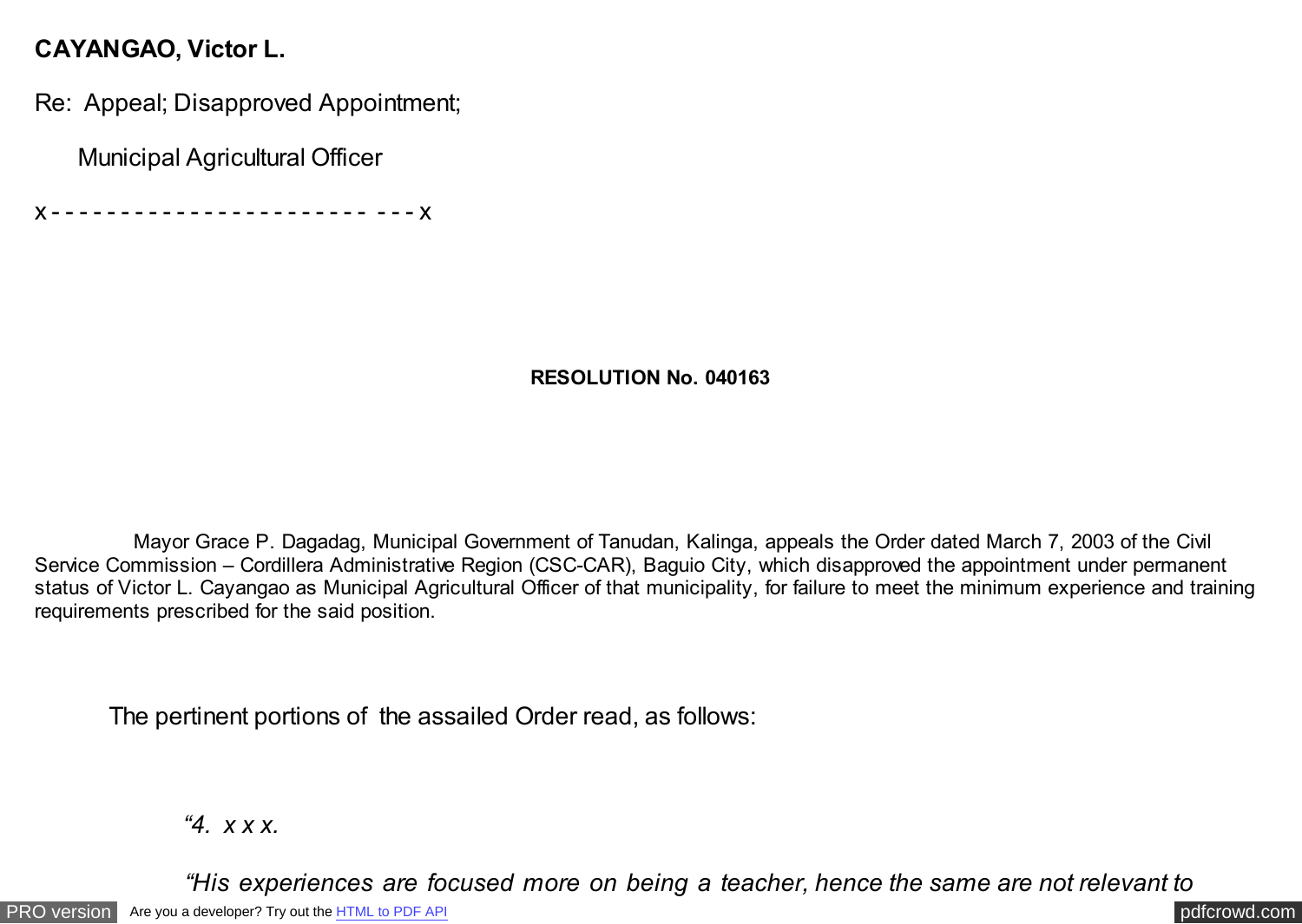**CAYANGAO, Victor L.**

Re: Appeal; Disapproved Appointment;

Municipal Agricultural Officer

x - - - - - - - - - - - - - - - - - - - - - - - - - - x

**RESOLUTION No. 040163**

Mayor Grace P. Dagadag, Municipal Government of Tanudan, Kalinga, appeals the Order dated March 7, 2003 of the Civil Service Commission – Cordillera Administrative Region (CSC-CAR), Baguio City, which disapproved the appointment under permanent status of Victor L. Cayangao as Municipal Agricultural Officer of that municipality, for failure to meet the minimum experience and training requirements prescribed for the said position.

The pertinent portions of the assailed Order read, as follows:

*"4. x x x.*

*"His experiences are focused more on being a teacher, hence the same are not relevant to*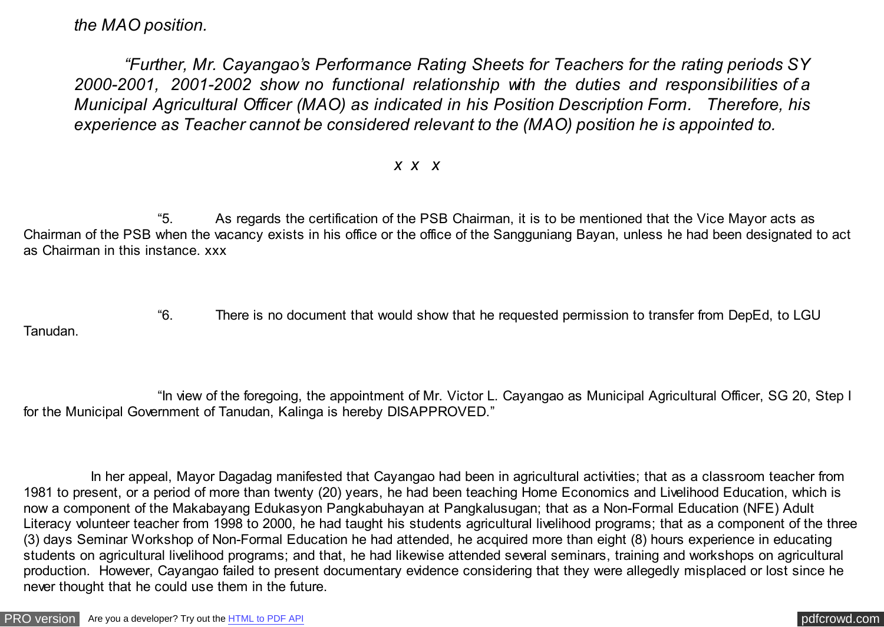*the MAO position.*

*"Further, Mr. Cayangao's Performance Rating Sheets for Teachers for the rating periods SY 2000-2001, 2001-2002 show no functional relationship with the duties and responsibilities of a Municipal Agricultural Officer (MAO) as indicated in his Position Description Form. Therefore, his experience as Teacher cannot be considered relevant to the (MAO) position he is appointed to.*

*x x x*

"5. As regards the certification of the PSB Chairman, it is to be mentioned that the Vice Mayor acts as Chairman of the PSB when the vacancy exists in his office or the office of the Sangguniang Bayan, unless he had been designated to act as Chairman in this instance. xxx

"6. There is no document that would show that he requested permission to transfer from DepEd, to LGU Tanudan.

"In view of the foregoing, the appointment of Mr. Victor L. Cayangao as Municipal Agricultural Officer, SG 20, Step I for the Municipal Government of Tanudan, Kalinga is hereby DISAPPROVED."

In her appeal, Mayor Dagadag manifested that Cayangao had been in agricultural activities; that as a classroom teacher from 1981 to present, or a period of more than twenty (20) years, he had been teaching Home Economics and Livelihood Education, which is now a component of the Makabayang Edukasyon Pangkabuhayan at Pangkalusugan; that as a Non-Formal Education (NFE) Adult Literacy volunteer teacher from 1998 to 2000, he had taught his students agricultural livelihood programs; that as a component of the three (3) days Seminar Workshop of Non-Formal Education he had attended, he acquired more than eight (8) hours experience in educating students on agricultural livelihood programs; and that, he had likewise attended several seminars, training and workshops on agricultural production. However, Cayangao failed to present documentary evidence considering that they were allegedly misplaced or lost since he never thought that he could use them in the future.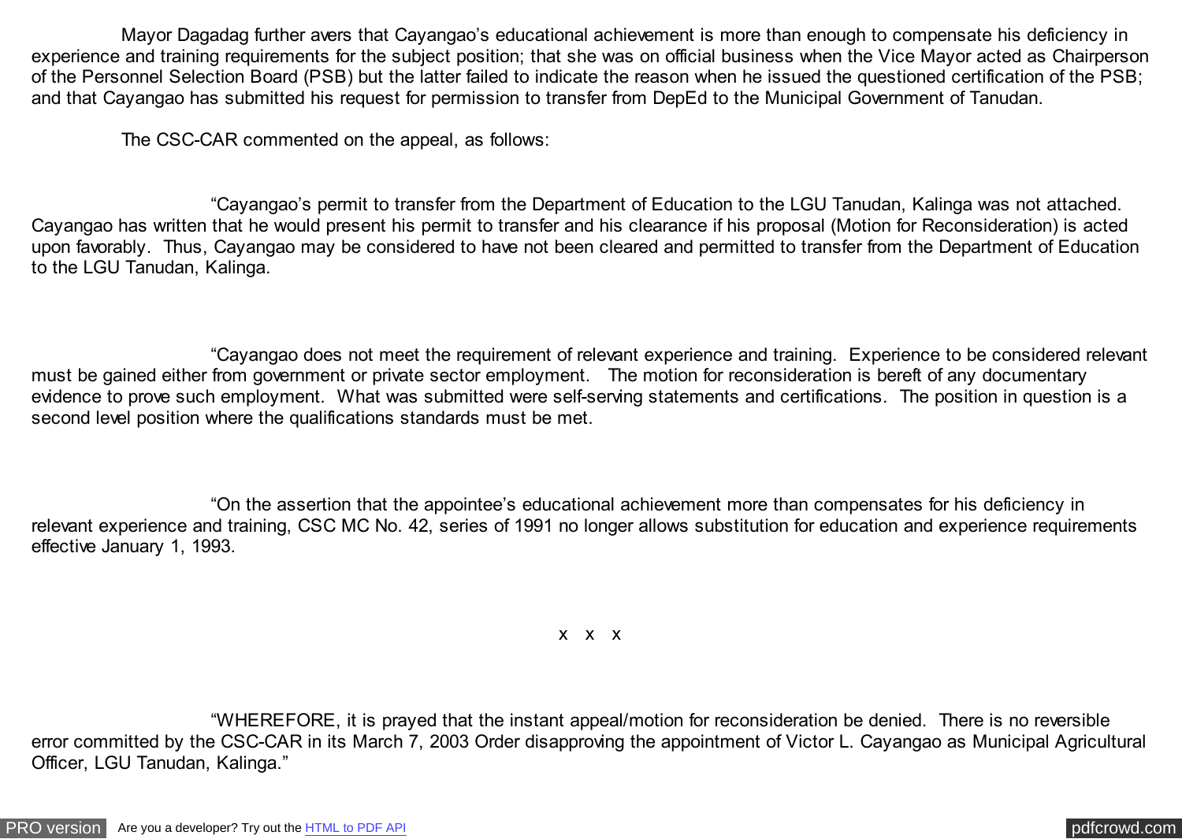Mayor Dagadag further avers that Cayangao's educational achievement is more than enough to compensate his deficiency in experience and training requirements for the subject position; that she was on official business when the Vice Mayor acted as Chairperson of the Personnel Selection Board (PSB) but the latter failed to indicate the reason when he issued the questioned certification of the PSB; and that Cayangao has submitted his request for permission to transfer from DepEd to the Municipal Government of Tanudan.

The CSC-CAR commented on the appeal, as follows:

> "Cayangao's permit to transfer from the Department of Education to the LGU Tanudan, Kalinga was not attached. Cayangao has written that he would present his permit to transfer and his clearance if his proposal (Motion for Reconsideration) is acted upon favorably. Thus, Cayangao may be considered to have not been cleared and permitted to transfer from the Department of Education to the LGU Tanudan, Kalinga.
>
> "Cayangao does not meet the requirement of relevant experience and training. Experience to be considered relevant must be gained either from government or private sector employment. The motion for reconsideration is bereft of any documentary evidence to prove such employment. What was submitted were self-serving statements and certifications. The position in question is a second level position where the qualifications standards must be met.
>
> "On the assertion that the appointee's educational achievement more than compensates for his deficiency in relevant experience and training, CSC MC No. 42, series of 1991 no longer allows substitution for education and experience requirements effective January 1, 1993.
>
> x x x
>
> "WHEREFORE, it is prayed that the instant appeal/motion for reconsideration be denied. There is no reversible error committed by the CSC-CAR in its March 7, 2003 Order disapproving the appointment of Victor L. Cayangao as Municipal Agricultural Officer, LGU Tanudan, Kalinga."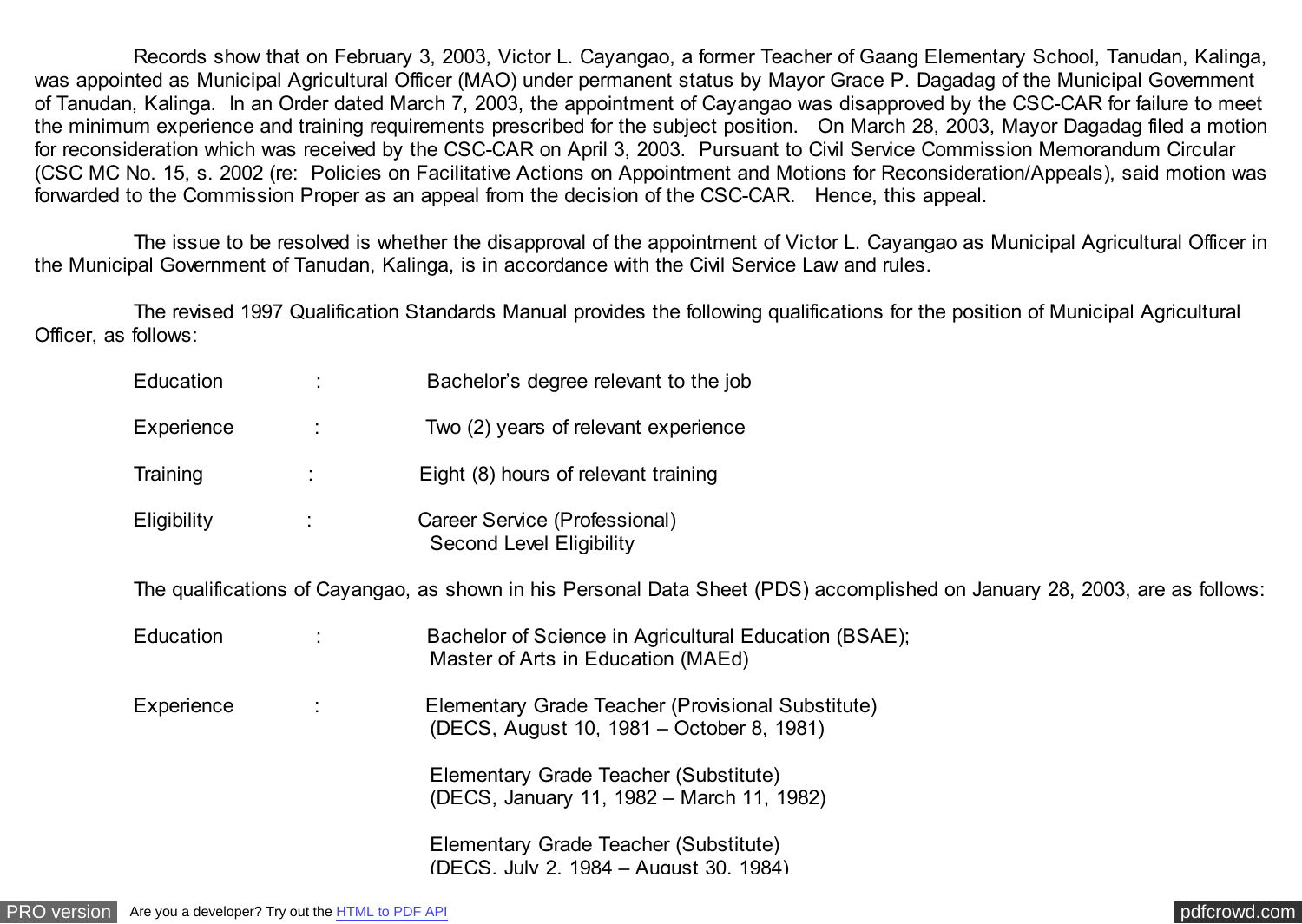Records show that on February 3, 2003, Victor L. Cayangao, a former Teacher of Gaang Elementary School, Tanudan, Kalinga, was appointed as Municipal Agricultural Officer (MAO) under permanent status by Mayor Grace P. Dagadag of the Municipal Government of Tanudan, Kalinga. In an Order dated March 7, 2003, the appointment of Cayangao was disapproved by the CSC-CAR for failure to meet the minimum experience and training requirements prescribed for the subject position. On March 28, 2003, Mayor Dagadag filed a motion for reconsideration which was received by the CSC-CAR on April 3, 2003. Pursuant to Civil Service Commission Memorandum Circular (CSC MC No. 15, s. 2002 (re: Policies on Facilitative Actions on Appointment and Motions for Reconsideration/Appeals), said motion was forwarded to the Commission Proper as an appeal from the decision of the CSC-CAR. Hence, this appeal.

The issue to be resolved is whether the disapproval of the appointment of Victor L. Cayangao as Municipal Agricultural Officer in the Municipal Government of Tanudan, Kalinga, is in accordance with the Civil Service Law and rules.

The revised 1997 Qualification Standards Manual provides the following qualifications for the position of Municipal Agricultural Officer, as follows:

| | | |
|---|---|---|
| Education | : | Bachelor's degree relevant to the job |
| Experience | : | Two (2) years of relevant experience |
| Training | : | Eight (8) hours of relevant training |
| Eligibility | : | Career Service (Professional) Second Level Eligibility |

The qualifications of Cayangao, as shown in his Personal Data Sheet (PDS) accomplished on January 28, 2003, are as follows:

| | | |
|---|---|---|
| Education | : | Bachelor of Science in Agricultural Education (BSAE); Master of Arts in Education (MAEd) |
| Experience | : | Elementary Grade Teacher (Provisional Substitute) (DECS, August 10, 1981 – October 8, 1981) |
| | | Elementary Grade Teacher (Substitute) (DECS, January 11, 1982 – March 11, 1982) |
| | | Elementary Grade Teacher (Substitute) (DECS, July 2, 1984 – August 30, 1984) |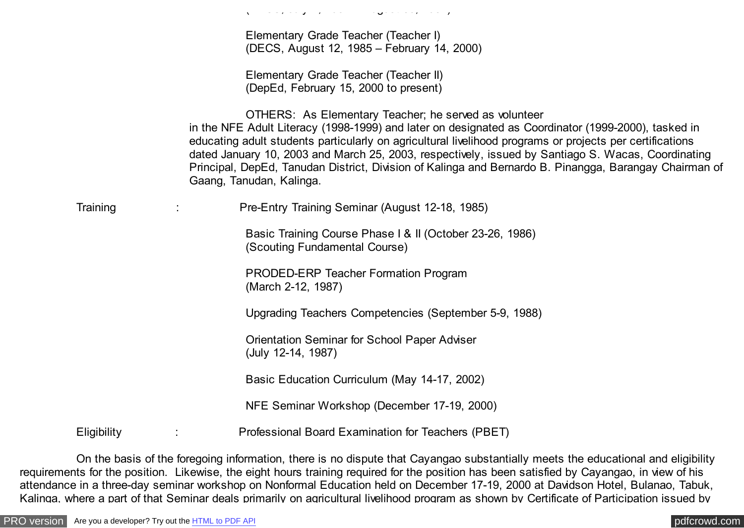Elementary Grade Teacher (Teacher I)
(DECS, August 12, 1985 – February 14, 2000)

Elementary Grade Teacher (Teacher II)
(DepEd, February 15, 2000 to present)

OTHERS: As Elementary Teacher; he served as volunteer in the NFE Adult Literacy (1998-1999) and later on designated as Coordinator (1999-2000), tasked in educating adult students particularly on agricultural livelihood programs or projects per certifications dated January 10, 2003 and March 25, 2003, respectively, issued by Santiago S. Wacas, Coordinating Principal, DepEd, Tanudan District, Division of Kalinga and Bernardo B. Pinangga, Barangay Chairman of Gaang, Tanudan, Kalinga.

Training : Pre-Entry Training Seminar (August 12-18, 1985)

Basic Training Course Phase I & II (October 23-26, 1986)
(Scouting Fundamental Course)

PRODED-ERP Teacher Formation Program
(March 2-12, 1987)

Upgrading Teachers Competencies (September 5-9, 1988)

Orientation Seminar for School Paper Adviser
(July 12-14, 1987)

Basic Education Curriculum (May 14-17, 2002)

NFE Seminar Workshop (December 17-19, 2000)

Eligibility : Professional Board Examination for Teachers (PBET)

On the basis of the foregoing information, there is no dispute that Cayangao substantially meets the educational and eligibility requirements for the position. Likewise, the eight hours training required for the position has been satisfied by Cayangao, in view of his attendance in a three-day seminar workshop on Nonformal Education held on December 17-19, 2000 at Davidson Hotel, Bulanao, Tabuk, Kalinga, where a part of that Seminar deals primarily on agricultural livelihood program as shown by Certificate of Participation issued by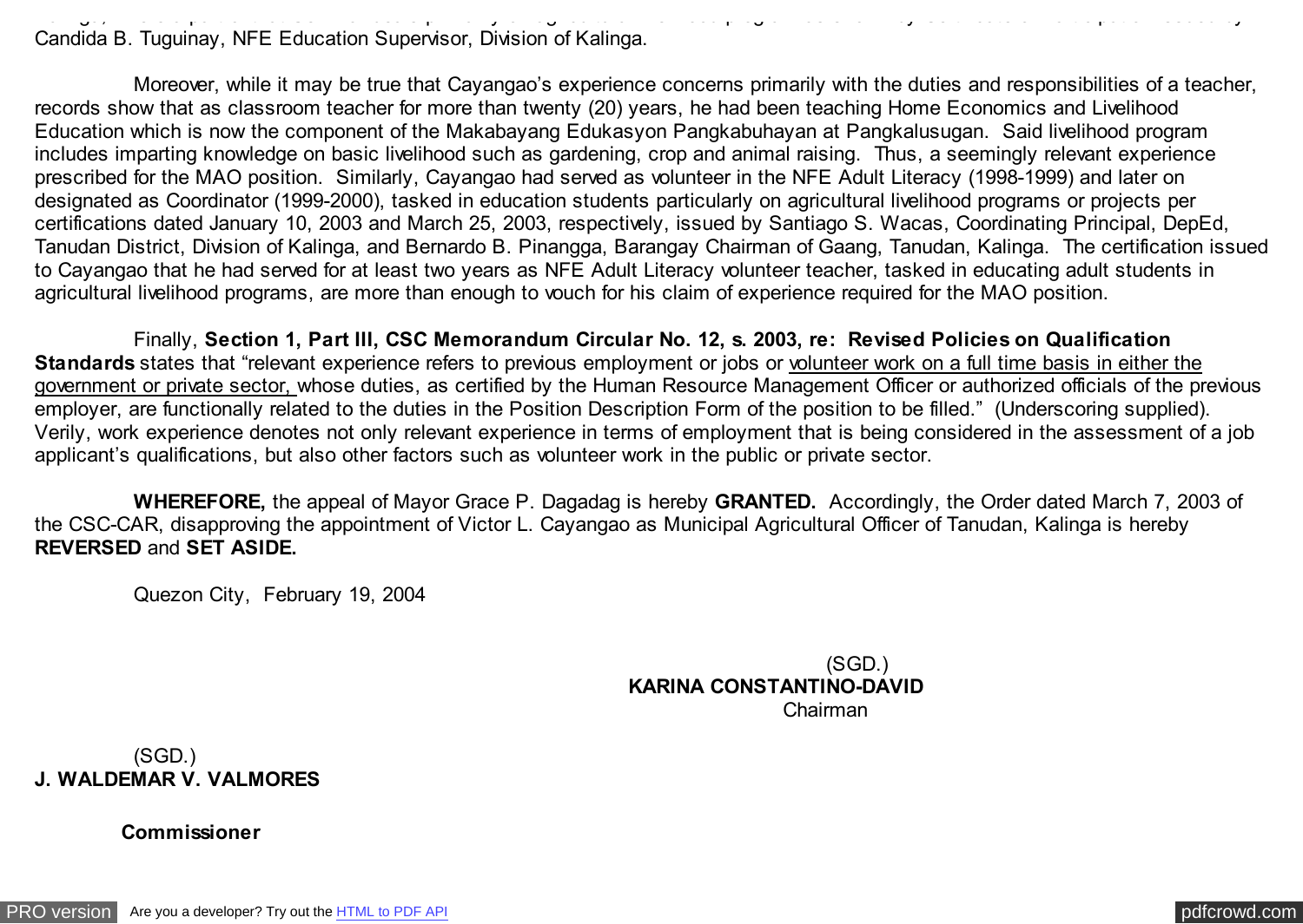Candida B. Tuguinay, NFE Education Supervisor, Division of Kalinga.

Moreover, while it may be true that Cayangao's experience concerns primarily with the duties and responsibilities of a teacher, records show that as classroom teacher for more than twenty (20) years, he had been teaching Home Economics and Livelihood Education which is now the component of the Makabayang Edukasyon Pangkabuhayan at Pangkalusugan. Said livelihood program includes imparting knowledge on basic livelihood such as gardening, crop and animal raising. Thus, a seemingly relevant experience prescribed for the MAO position. Similarly, Cayangao had served as volunteer in the NFE Adult Literacy (1998-1999) and later on designated as Coordinator (1999-2000), tasked in education students particularly on agricultural livelihood programs or projects per certifications dated January 10, 2003 and March 25, 2003, respectively, issued by Santiago S. Wacas, Coordinating Principal, DepEd, Tanudan District, Division of Kalinga, and Bernardo B. Pinangga, Barangay Chairman of Gaang, Tanudan, Kalinga. The certification issued to Cayangao that he had served for at least two years as NFE Adult Literacy volunteer teacher, tasked in educating adult students in agricultural livelihood programs, are more than enough to vouch for his claim of experience required for the MAO position.

Finally, **Section 1, Part III, CSC Memorandum Circular No. 12, s. 2003, re: Revised Policies on Qualification Standards** states that "relevant experience refers to previous employment or jobs or <u>volunteer work on a full time basis in either the government or private sector,</u> whose duties, as certified by the Human Resource Management Officer or authorized officials of the previous employer, are functionally related to the duties in the Position Description Form of the position to be filled." (Underscoring supplied). Verily, work experience denotes not only relevant experience in terms of employment that is being considered in the assessment of a job applicant's qualifications, but also other factors such as volunteer work in the public or private sector.

**WHEREFORE,** the appeal of Mayor Grace P. Dagadag is hereby **GRANTED.** Accordingly, the Order dated March 7, 2003 of the CSC-CAR, disapproving the appointment of Victor L. Cayangao as Municipal Agricultural Officer of Tanudan, Kalinga is hereby **REVERSED** and **SET ASIDE.**

Quezon City, February 19, 2004

(SGD.)
**KARINA CONSTANTINO-DAVID**
Chairman

(SGD.)
**J. WALDEMAR V. VALMORES**

**Commissioner**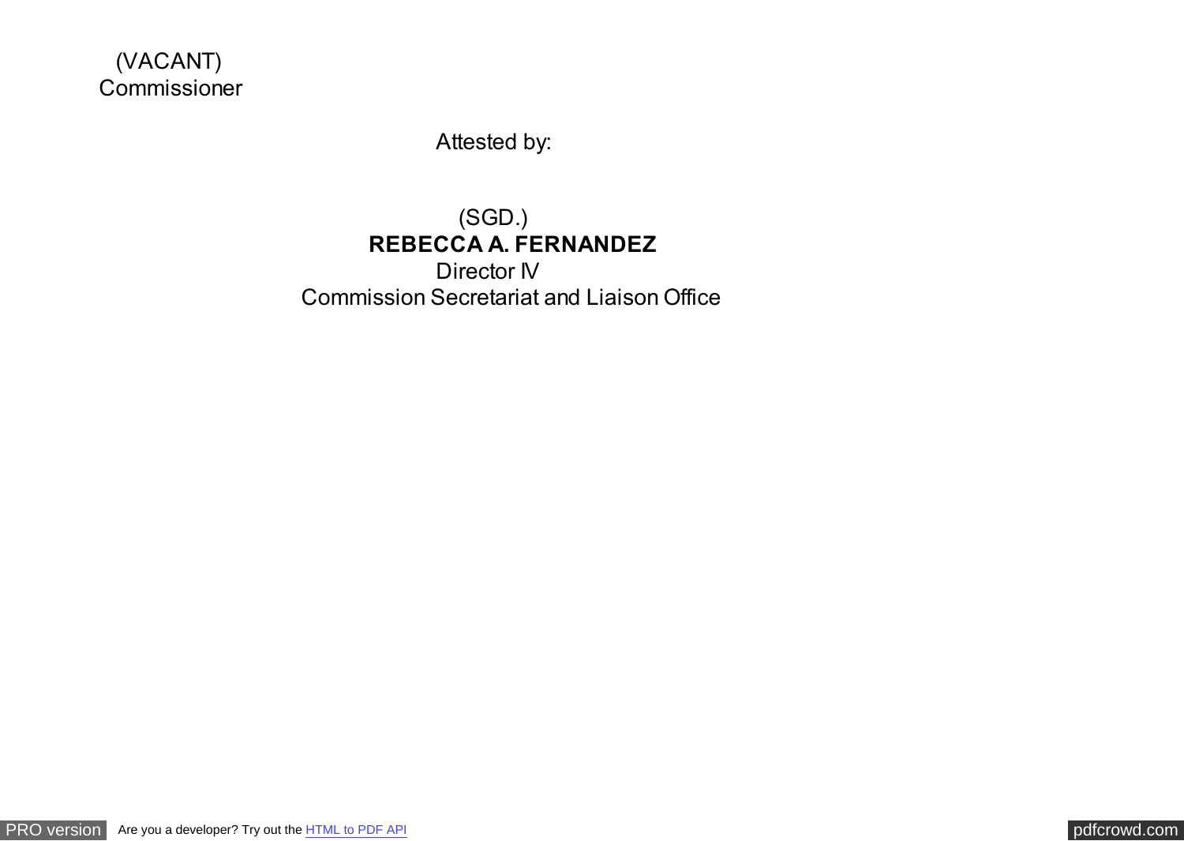(VACANT)
Commissioner

Attested by:

(SGD.)
**REBECCA A. FERNANDEZ**
Director IV
Commission Secretariat and Liaison Office